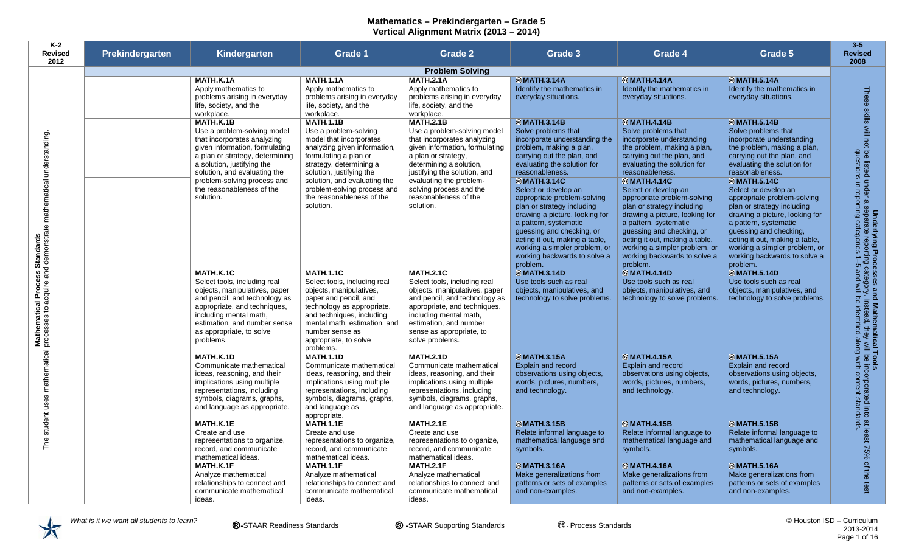# Mathematics – Prekindergarten – Grade 5
## Vertical Alignment Matrix (2013 – 2014)

| K-2 Revised 2012 | Prekindergarten | Kindergarten | Grade 1 | Grade 2 | Grade 3 | Grade 4 | Grade 5 | 3-5 Revised 2008 |
|---|---|---|---|---|---|---|---|---|
| | | | | **Problem Solving** | | | | |
| **Mathematical Process Standards** The student uses mathematical processes to acquire and demonstrate mathematical understanding. | | **MATH.K.1A** Apply mathematics to problems arising in everyday life, society, and the workplace. | **MATH.1.1A** Apply mathematics to problems arising in everyday life, society, and the workplace. | **MATH.2.1A** Apply mathematics to problems arising in everyday life, society, and the workplace. | Ⓟ**MATH.3.14A** Identify the mathematics in everyday situations. | Ⓟ**MATH.4.14A** Identify the mathematics in everyday situations. | Ⓟ**MATH.5.14A** Identify the mathematics in everyday situations. | **Underlying Processes and Mathematical Tools** These skills will not be listed under a separate reporting category. Instead, they will be incorporated into at least 75% of the test questions in reporting categories 1–5 and will be identified along with content standards. |
| | | **MATH.K.1B** Use a problem-solving model that incorporates analyzing given information, formulating a plan or strategy, determining a solution, justifying the solution, and evaluating the problem-solving process and the reasonableness of the solution. | **MATH.1.1B** Use a problem-solving model that incorporates analyzing given information, formulating a plan or strategy, determining a solution, justifying the solution, and evaluating the problem-solving process and the reasonableness of the solution. | **MATH.2.1B** Use a problem-solving model that incorporates analyzing given information, formulating a plan or strategy, determining a solution, justifying the solution, and evaluating the problem-solving process and the reasonableness of the solution. | Ⓟ**MATH.3.14B** Solve problems that incorporate understanding the problem, making a plan, carrying out the plan, and evaluating the solution for reasonableness. | Ⓟ**MATH.4.14B** Solve problems that incorporate understanding the problem, making a plan, carrying out the plan, and evaluating the solution for reasonableness. | Ⓟ**MATH.5.14B** Solve problems that incorporate understanding the problem, making a plan, carrying out the plan, and evaluating the solution for reasonableness. | |
| | | | | | Ⓟ**MATH.3.14C** Select or develop an appropriate problem-solving plan or strategy including drawing a picture, looking for a pattern, systematic guessing and checking, or acting it out, making a table, working a simpler problem, or working backwards to solve a problem. | Ⓟ**MATH.4.14C** Select or develop an appropriate problem-solving plan or strategy including drawing a picture, looking for a pattern, systematic guessing and checking, or acting it out, making a table, working a simpler problem, or working backwards to solve a problem. | Ⓟ**MATH.5.14C** Select or develop an appropriate problem-solving plan or strategy including drawing a picture, looking for a pattern, systematic guessing and checking, acting it out, making a table, working a simpler problem, or working backwards to solve a problem. | |
| | | **MATH.K.1C** Select tools, including real objects, manipulatives, paper and pencil, and technology as appropriate, and techniques, including mental math, estimation, and number sense as appropriate, to solve problems. | **MATH.1.1C** Select tools, including real objects, manipulatives, paper and pencil, and technology as appropriate, and techniques, including mental math, estimation, and number sense as appropriate, to solve problems. | **MATH.2.1C** Select tools, including real objects, manipulatives, paper and pencil, and technology as appropriate, and techniques, including mental math, estimation, and number sense as appropriate, to solve problems. | Ⓟ**MATH.3.14D** Use tools such as real objects, manipulatives, and technology to solve problems. | Ⓟ**MATH.4.14D** Use tools such as real objects, manipulatives, and technology to solve problems. | Ⓟ**MATH.5.14D** Use tools such as real objects, manipulatives, and technology to solve problems. | |
| | | **MATH.K.1D** Communicate mathematical ideas, reasoning, and their implications using multiple representations, including symbols, diagrams, graphs, and language as appropriate. | **MATH.1.1D** Communicate mathematical ideas, reasoning, and their implications using multiple representations, including symbols, diagrams, graphs, and language as appropriate. | **MATH.2.1D** Communicate mathematical ideas, reasoning, and their implications using multiple representations, including symbols, diagrams, graphs, and language as appropriate. | Ⓟ**MATH.3.15A** Explain and record observations using objects, words, pictures, numbers, and technology. | Ⓟ**MATH.4.15A** Explain and record observations using objects, words, pictures, numbers, and technology. | Ⓟ**MATH.5.15A** Explain and record observations using objects, words, pictures, numbers, and technology. | |
| | | **MATH.K.1E** Create and use representations to organize, record, and communicate mathematical ideas. | **MATH.1.1E** Create and use representations to organize, record, and communicate mathematical ideas. | **MATH.2.1E** Create and use representations to organize, record, and communicate mathematical ideas. | Ⓟ**MATH.3.15B** Relate informal language to mathematical language and symbols. | Ⓟ**MATH.4.15B** Relate informal language to mathematical language and symbols. | Ⓟ**MATH.5.15B** Relate informal language to mathematical language and symbols. | |
| | | **MATH.K.1F** Analyze mathematical relationships to connect and communicate mathematical ideas. | **MATH.1.1F** Analyze mathematical relationships to connect and communicate mathematical ideas. | **MATH.2.1F** Analyze mathematical relationships to connect and communicate mathematical ideas. | Ⓟ**MATH.3.16A** Make generalizations from patterns or sets of examples and non-examples. | Ⓟ**MATH.4.16A** Make generalizations from patterns or sets of examples and non-examples. | Ⓟ**MATH.5.16A** Make generalizations from patterns or sets of examples and non-examples. | |

*What is it we want all students to learn?*

Ⓡ-STAAR Readiness Standards　　Ⓢ-STAAR Supporting Standards　　Ⓟ- Process Standards

© Houston ISD – Curriculum 2013-2014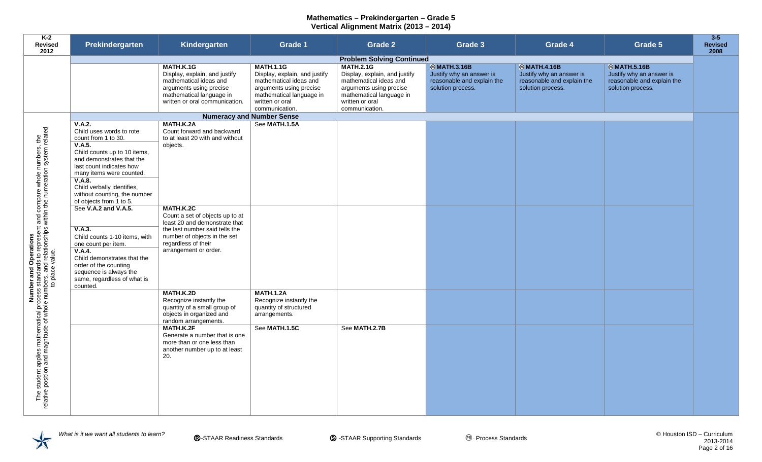# Mathematics – Prekindergarten – Grade 5
## Vertical Alignment Matrix (2013 – 2014)

| K-2 Revised 2012 | Prekindergarten | Kindergarten | Grade 1 | Grade 2 | Grade 3 | Grade 4 | Grade 5 | 3-5 Revised 2008 |
|---|---|---|---|---|---|---|---|---|
| | **Problem Solving Continued** | | | | | | | |
| | | **MATH.K.1G** Display, explain, and justify mathematical ideas and arguments using precise mathematical language in written or oral communication. | **MATH.1.1G** Display, explain, and justify mathematical ideas and arguments using precise mathematical language in written or oral communication. | **MATH.2.1G** Display, explain, and justify mathematical ideas and arguments using precise mathematical language in written or oral communication. | Ⓟ **MATH.3.16B** Justify why an answer is reasonable and explain the solution process. | Ⓟ **MATH.4.16B** Justify why an answer is reasonable and explain the solution process. | Ⓟ **MATH.5.16B** Justify why an answer is reasonable and explain the solution process. | |
| | **Numeracy and Number Sense** | | | | | | | |
| **Number and Operations** The student applies mathematical process standards to represent and compare whole numbers, the relative position and magnitude of whole numbers, and relationships within the numeration system related to place value. | **V.A.2.** Child uses words to rote count from 1 to 30. **V.A.5.** Child counts up to 10 items, and demonstrates that the last count indicates how many items were counted. **V.A.8.** Child verbally identifies, without counting, the number of objects from 1 to 5. | **MATH.K.2A** Count forward and backward to at least 20 with and without objects. | See **MATH.1.5A** | | | | | |
| | See **V.A.2 and V.A.5.** **V.A.3.** Child counts 1-10 items, with one count per item. **V.A.4.** Child demonstrates that the order of the counting sequence is always the same, regardless of what is counted. | **MATH.K.2C** Count a set of objects up to at least 20 and demonstrate that the last number said tells the number of objects in the set regardless of their arrangement or order. | | | | | | |
| | | **MATH.K.2D** Recognize instantly the quantity of a small group of objects in organized and random arrangements. | **MATH.1.2A** Recognize instantly the quantity of structured arrangements. | | | | | |
| | | **MATH.K.2F** Generate a number that is one more than or one less than another number up to at least 20. | See **MATH.1.5C** | See **MATH.2.7B** | | | | |

*What is it we want all students to learn?*

Ⓡ-STAAR Readiness Standards  Ⓢ-STAAR Supporting Standards  Ⓟ- Process Standards

© Houston ISD – Curriculum 2013-2014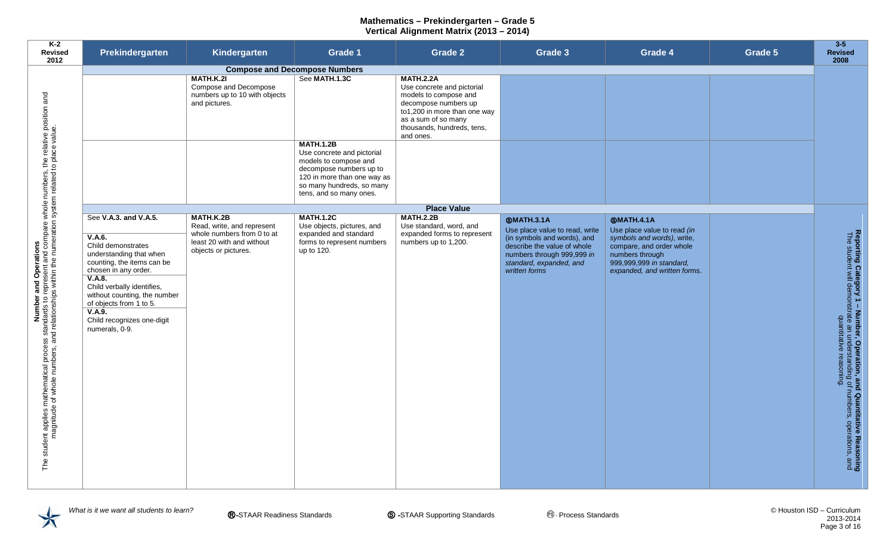# Mathematics – Prekindergarten – Grade 5
## Vertical Alignment Matrix (2013 – 2014)

| K-2 Revised 2012 | Prekindergarten | Kindergarten | Grade 1 | Grade 2 | Grade 3 | Grade 4 | Grade 5 | 3-5 Revised 2008 |
|---|---|---|---|---|---|---|---|---|
| **Number and Operations** The student applies mathematical process standards to represent and compare whole numbers, the relative position and magnitude of whole numbers, and relationships within the numeration system related to place value. | **Compose and Decompose Numbers** | | | | | | | |
| | | **MATH.K.2I** Compose and Decompose numbers up to 10 with objects and pictures. | See **MATH.1.3C** | **MATH.2.2A** Use concrete and pictorial models to compose and decompose numbers up to1,200 in more than one way as a sum of so many thousands, hundreds, tens, and ones. | | | | |
| | | | **MATH.1.2B** Use concrete and pictorial models to compose and decompose numbers up to 120 in more than one way as so many hundreds, so many tens, and so many ones. | | | | | |
| | **Place Value** | | | | | | | **Reporting Category 1 – Number, Operation, and Quantitative Reasoning** The student will demonstrate an understanding of numbers, operations, and quantitative reasoning. |
| | See **V.A.3. and V.A.5.**<br>**V.A.6.** Child demonstrates understanding that when counting, the items can be chosen in any order.<br>**V.A.8.** Child verbally identifies, without counting, the number of objects from 1 to 5.<br>**V.A.9.** Child recognizes one-digit numerals, 0-9. | **MATH.K.2B** Read, write, and represent whole numbers from 0 to at least 20 with and without objects or pictures. | **MATH.1.2C** Use objects, pictures, and expanded and standard forms to represent numbers up to 120. | **MATH.2.2B** Use standard, word, and expanded forms to represent numbers up to 1,200. | Ⓢ**MATH.3.1A** Use place value to read, write (in symbols and words), and describe the value of whole numbers through 999,999 *in standard, expanded, and written forms* | Ⓢ**MATH.4.1A** Use place value to read *(in symbols and words)*, write, compare, and order whole numbers through 999,999,999 *in standard, expanded, and written forms.* | | |

*What is it we want all students to learn?*

Ⓡ-STAAR Readiness Standards Ⓢ -STAAR Supporting Standards ⓅⓈ - Process Standards

© Houston ISD – Curriculum 2013-2014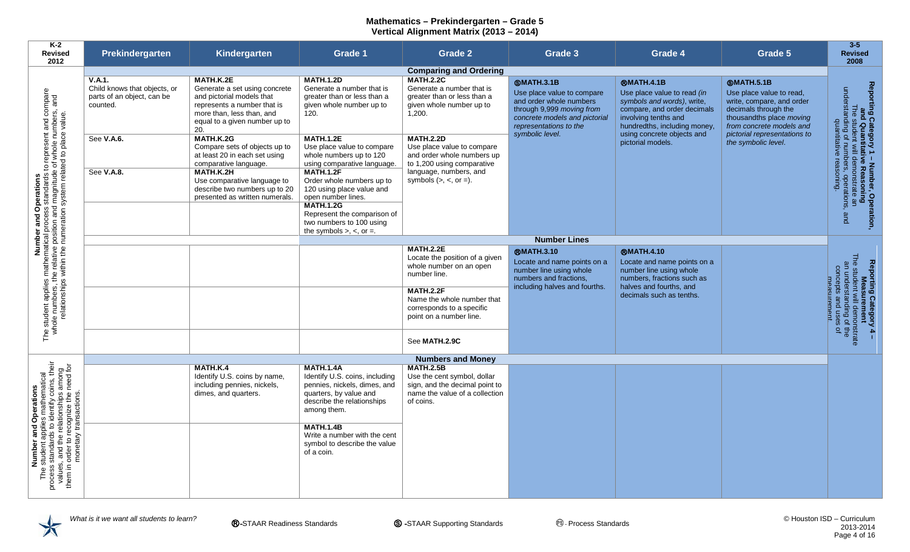# Mathematics – Prekindergarten – Grade 5
## Vertical Alignment Matrix (2013 – 2014)

| K-2 Revised 2012 | Prekindergarten | Kindergarten | Grade 1 | Grade 2 | Grade 3 | Grade 4 | Grade 5 | 3-5 Revised 2008 |
|---|---|---|---|---|---|---|---|---|
| | | | | **Comparing and Ordering** | | | | |
| **Number and Operations** The student applies mathematical process standards to represent and compare whole numbers, the relative position and magnitude of whole numbers, and relationships within the numeration system related to place value. | **V.A.1.** Child knows that objects, or parts of an object, can be counted. | **MATH.K.2E** Generate a set using concrete and pictorial models that represents a number that is more than, less than, and equal to a given number up to 20. | **MATH.1.2D** Generate a number that is greater than or less than a given whole number up to 120. | **MATH.2.2C** Generate a number that is greater than or less than a given whole number up to 1,200. | Ⓢ**MATH.3.1B** Use place value to compare and order whole numbers through 9,999 *moving from concrete models and pictorial representations to the symbolic level.* | Ⓡ**MATH.4.1B** Use place value to read *(in symbols and words)*, write, compare, and order decimals involving tenths and hundredths, including money, using concrete objects and pictorial models. | Ⓢ**MATH.5.1B** Use place value to read, write, compare, and order decimals through the thousandths place *moving from concrete models and pictorial representations to the symbolic level.* | **Reporting Category 1 – Number, Operation, and Quantitative Reasoning** The student will demonstrate an understanding of numbers, operations, and quantitative reasoning. |
| | See **V.A.6.** | **MATH.K.2G** Compare sets of objects up to at least 20 in each set using comparative language. | **MATH.1.2E** Use place value to compare whole numbers up to 120 using comparative language. | **MATH.2.2D** Use place value to compare and order whole numbers up to 1,200 using comparative language, numbers, and symbols (>, <, or =). | | | | |
| | See **V.A.8.** | **MATH.K.2H** Use comparative language to describe two numbers up to 20 presented as written numerals. | **MATH.1.2F** Order whole numbers up to 120 using place value and open number lines. | | | | | |
| | | | **MATH.1.2G** Represent the comparison of two numbers to 100 using the symbols >, <, or =. | | | | | |
| | | | | **Number Lines** | | | | |
| | | | | **MATH.2.2E** Locate the position of a given whole number on an open number line. | Ⓡ**MATH.3.10** Locate and name points on a number line using whole numbers and fractions, including halves and fourths. | Ⓡ**MATH.4.10** Locate and name points on a number line using whole numbers, fractions such as halves and fourths, and decimals such as tenths. | | **Reporting Category 4 – Measurement** The student will demonstrate an understanding of the concepts and uses of measurement. |
| | | | | **MATH.2.2F** Name the whole number that corresponds to a specific point on a number line. | | | | |
| | | | | See **MATH.2.9C** | | | | |
| | | | | **Numbers and Money** | | | | |
| **Number and Operations** The student applies mathematical process standards to identify coins, their values, and the relationships among them in order to recognize the need for monetary transactions. | | **MATH.K.4** Identify U.S. coins by name, including pennies, nickels, dimes, and quarters. | **MATH.1.4A** Identify U.S. coins, including pennies, nickels, dimes, and quarters, by value and describe the relationships among them. | **MATH.2.5B** Use the cent symbol, dollar sign, and the decimal point to name the value of a collection of coins. | | | | |
| | | | **MATH.1.4B** Write a number with the cent symbol to describe the value of a coin. | | | | | |

*What is it we want all students to learn?* Ⓡ-STAAR Readiness Standards Ⓢ-STAAR Supporting Standards Ⓟ-Process Standards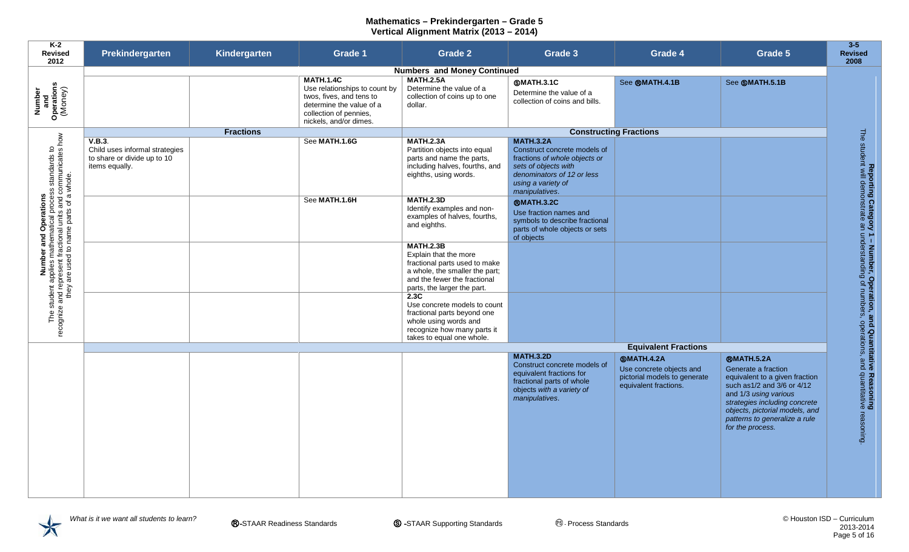# Mathematics – Prekindergarten – Grade 5
## Vertical Alignment Matrix (2013 – 2014)

| K-2 Revised 2012 | Prekindergarten | Kindergarten | Grade 1 | Grade 2 | Grade 3 | Grade 4 | Grade 5 | 3-5 Revised 2008 |
|---|---|---|---|---|---|---|---|---|
| | **Numbers and Money Continued** | | | | | | | |
| **Number and Operations** (Money) | | | **MATH.1.4C** Use relationships to count by twos, fives, and tens to determine the value of a collection of pennies, nickels, and/or dimes. | **MATH.2.5A** Determine the value of a collection of coins up to one dollar. | Ⓢ**MATH.3.1C** Determine the value of a collection of coins and bills. | See Ⓡ**MATH.4.1B** | See Ⓢ**MATH.5.1B** | **Reporting Category 1 – Number, Operation, and Quantitative Reasoning** The student will demonstrate an understanding of numbers, operations, and quantitative reasoning. |
| | **Fractions** | | | **Constructing Fractions** | | | | |
| **Number and Operations** The student applies mathematical process standards to recognize and represent fractional units and communicates how they are used to name parts of a whole. | **V.B.3**. Child uses informal strategies to share or divide up to 10 items equally. | | See **MATH.1.6G** | **MATH.2.3A** Partition objects into equal parts and name the parts, including halves, fourths, and eighths, using words. | **MATH.3.2A** Construct concrete models of fractions *of whole objects or sets of objects with denominators of 12 or less using a variety of manipulatives*. | | | |
| | | | See **MATH.1.6H** | **MATH.2.3D** Identify examples and non-examples of halves, fourths, and eighths. | Ⓡ**MATH.3.2C** Use fraction names and symbols to describe fractional parts of whole objects or sets of objects | | | |
| | | | | **MATH.2.3B** Explain that the more fractional parts used to make a whole, the smaller the part; and the fewer the fractional parts, the larger the part. | | | | |
| | | | | **2.3C** Use concrete models to count fractional parts beyond one whole using words and recognize how many parts it takes to equal one whole. | | | | |
| | | | | | **Equivalent Fractions** | | | |
| | | | | | **MATH.3.2D** Construct concrete models of equivalent fractions for fractional parts of whole objects *with a variety of manipulatives*. | Ⓢ**MATH.4.2A** Use concrete objects and pictorial models to generate equivalent fractions. | Ⓡ**MATH.5.2A** Generate a fraction equivalent to a given fraction such as1/2 and 3/6 or 4/12 and 1/3 *using various strategies including concrete objects, pictorial models, and patterns to generalize a rule for the process.* | |

*What is it we want all students to learn?* Ⓡ-STAAR Readiness Standards Ⓢ -STAAR Supporting Standards ⓅⓈ - Process Standards

© Houston ISD – Curriculum 2013-2014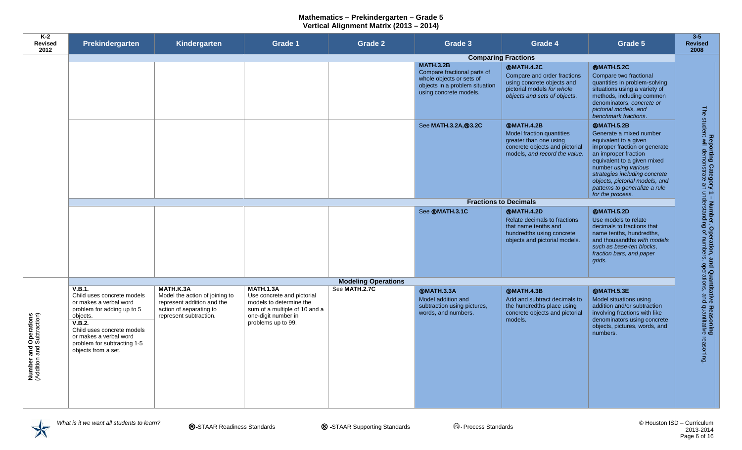# Mathematics – Prekindergarten – Grade 5
## Vertical Alignment Matrix (2013 – 2014)

| K-2 Revised 2012 | Prekindergarten | Kindergarten | Grade 1 | Grade 2 | Grade 3 | Grade 4 | Grade 5 | 3-5 Revised 2008 |
|---|---|---|---|---|---|---|---|---|
| | **Comparing Fractions** | | | | | | | **Reporting Category 1 – Number, Operation, and Quantitative Reasoning** The student will demonstrate an understanding of numbers, operations, and quantitative reasoning. |
| | | | | | **MATH.3.2B** Compare fractional parts of whole objects or sets of objects in a problem situation using concrete models. | **ⓈMATH.4.2C** Compare and order fractions using concrete objects and pictorial models *for whole objects and sets of objects.* | **ⓇMATH.5.2C** Compare two fractional quantities in problem-solving situations using a variety of methods, including common denominators, *concrete or pictorial models, and benchmark fractions.* | |
| | | | | | See **MATH.3.2A,Ⓡ3.2C** | **ⓈMATH.4.2B** Model fraction quantities greater than one using concrete objects and pictorial models, *and record the value.* | **ⓈMATH.5.2B** Generate a mixed number equivalent to a given improper fraction or generate an improper fraction equivalent to a given mixed number *using various strategies including concrete objects, pictorial models, and patterns to generalize a rule for the process.* | |
| | **Fractions to Decimals** | | | | | | | |
| | | | | | See **ⓈMATH.3.1C** | **ⓇMATH.4.2D** Relate decimals to fractions that name tenths and hundredths using concrete objects and pictorial models. | **ⓈMATH.5.2D** Use models to relate decimals to fractions that name tenths, hundredths, and thousandths *with models such as base-ten blocks, fraction bars, and paper grids.* | |
| | **Modeling Operations** | | | | | | | |
| **Number and Operations** (Addition and Subtraction) | **V.B.1.** Child uses concrete models or makes a verbal word problem for adding up to 5 objects. **V.B.2.** Child uses concrete models or makes a verbal word problem for subtracting 1-5 objects from a set. | **MATH.K.3A** Model the action of joining to represent addition and the action of separating to represent subtraction. | **MATH.1.3A** Use concrete and pictorial models to determine the sum of a multiple of 10 and a one-digit number in problems up to 99. | See **MATH.2.7C** | **ⓈMATH.3.3A** Model addition and subtraction using pictures, words, and numbers. | **ⓈMATH.4.3B** Add and subtract decimals to the hundredths place using concrete objects and pictorial models. | **ⓈMATH.5.3E** Model situations using addition and/or subtraction involving fractions with like denominators using concrete objects, pictures, words, and numbers. | |

*What is it we want all students to learn?*

Ⓡ-STAAR Readiness Standards Ⓢ -STAAR Supporting Standards Ⓟⓢ- Process Standards

© Houston ISD – Curriculum 2013-2014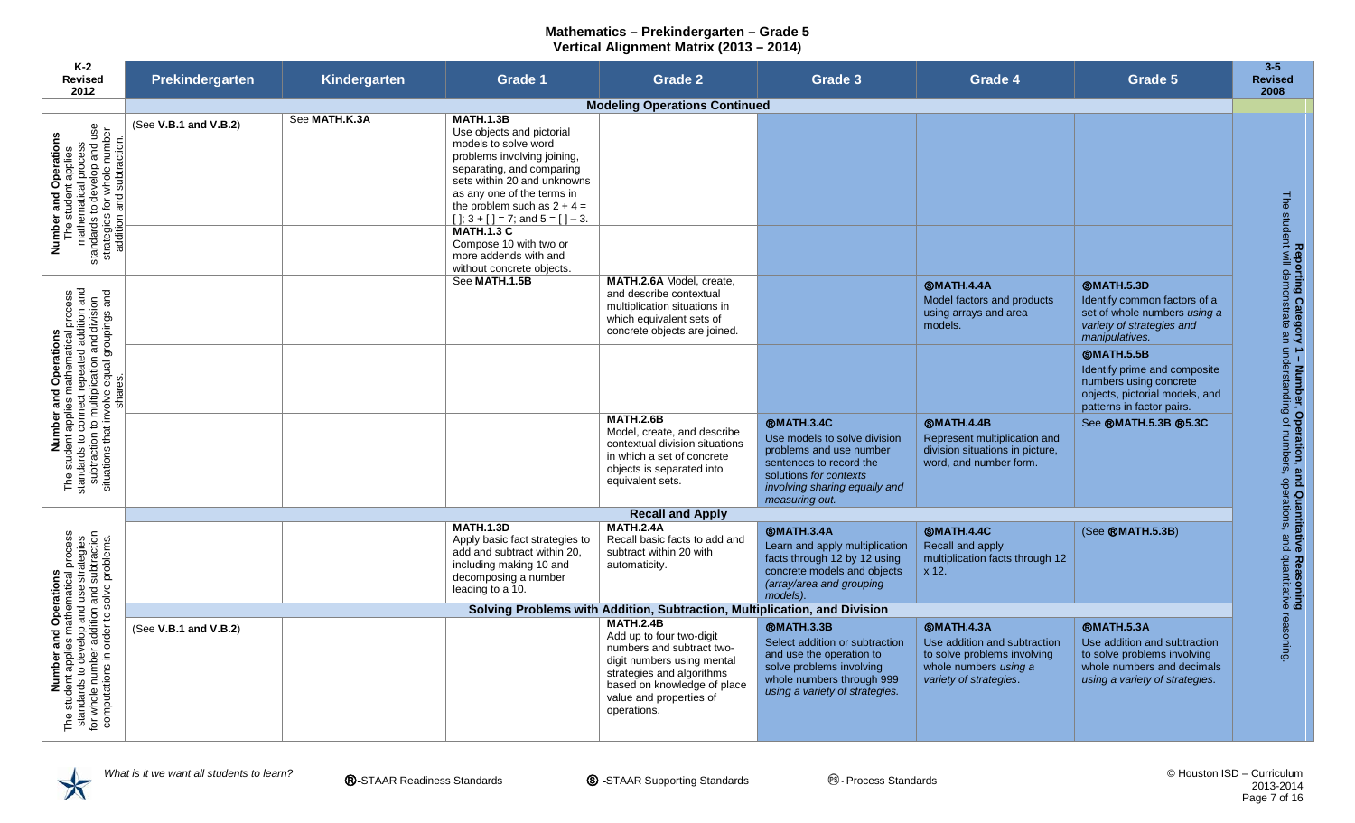# Mathematics – Prekindergarten – Grade 5
## Vertical Alignment Matrix (2013 – 2014)

| K-2 Revised 2012 | Prekindergarten | Kindergarten | Grade 1 | Grade 2 | Grade 3 | Grade 4 | Grade 5 | 3-5 Revised 2008 |
|---|---|---|---|---|---|---|---|---|
| | **Modeling Operations Continued** | | | | | | | |
| **Number and Operations** The student applies mathematical process standards to develop and use strategies for whole number addition and subtraction. | (See **V.B.1 and V.B.2**) | See **MATH.K.3A** | **MATH.1.3B** Use objects and pictorial models to solve word problems involving joining, separating, and comparing sets within 20 and unknowns as any one of the terms in the problem such as 2 + 4 = [ ]; 3 + [ ] = 7; and 5 = [ ] – 3. | | | | | **Reporting Category 1 – Number, Operation, and Quantitative Reasoning** The student will demonstrate an understanding of numbers, operations, and quantitative reasoning. |
| | | | **MATH.1.3 C** Compose 10 with two or more addends with and without concrete objects. | | | | | |
| **Number and Operations** The student applies mathematical process standards to connect repeated addition and subtraction to multiplication and division situations that involve equal groupings and shares. | | | See **MATH.1.5B** | **MATH.2.6A** Model, create, and describe contextual multiplication situations in which equivalent sets of concrete objects are joined. | | Ⓢ**MATH.4.4A** Model factors and products using arrays and area models. | Ⓢ**MATH.5.3D** Identify common factors of a set of whole numbers *using a variety of strategies and manipulatives.* | |
| | | | | | | | Ⓢ**MATH.5.5B** Identify prime and composite numbers using concrete objects, pictorial models, and patterns in factor pairs. | |
| | | | | **MATH.2.6B** Model, create, and describe contextual division situations in which a set of concrete objects is separated into equivalent sets. | Ⓡ**MATH.3.4C** Use models to solve division problems and use number sentences to record the solutions *for contexts involving sharing equally and measuring out.* | Ⓢ**MATH.4.4B** Represent multiplication and division situations in picture, word, and number form. | See Ⓡ**MATH.5.3B** Ⓡ**5.3C** | |
| | **Recall and Apply** | | | | | | | |
| **Number and Operations** The student applies mathematical process standards to develop and use strategies for whole number addition and subtraction computations in order to solve problems. | | | **MATH.1.3D** Apply basic fact strategies to add and subtract within 20, including making 10 and decomposing a number leading to a 10. | **MATH.2.4A** Recall basic facts to add and subtract within 20 with automaticity. | Ⓢ**MATH.3.4A** Learn and apply multiplication facts through 12 by 12 using concrete models and objects *(array/area and grouping models).* | Ⓢ**MATH.4.4C** Recall and apply multiplication facts through 12 x 12. | (See Ⓡ**MATH.5.3B**) | |
| | **Solving Problems with Addition, Subtraction, Multiplication, and Division** | | | | | | | |
| | (See **V.B.1 and V.B.2**) | | | **MATH.2.4B** Add up to four two-digit numbers and subtract two-digit numbers using mental strategies and algorithms based on knowledge of place value and properties of operations. | Ⓡ**MATH.3.3B** Select addition or subtraction and use the operation to solve problems involving whole numbers through 999 *using a variety of strategies.* | Ⓢ**MATH.4.3A** Use addition and subtraction to solve problems involving whole numbers *using a variety of strategies*. | Ⓡ**MATH.5.3A** Use addition and subtraction to solve problems involving whole numbers and decimals *using a variety of strategies.* | |

*What is it we want all students to learn?*

Ⓡ-STAAR Readiness Standards Ⓢ-STAAR Supporting Standards Ⓟⓢ- Process Standards

© Houston ISD – Curriculum 2013-2014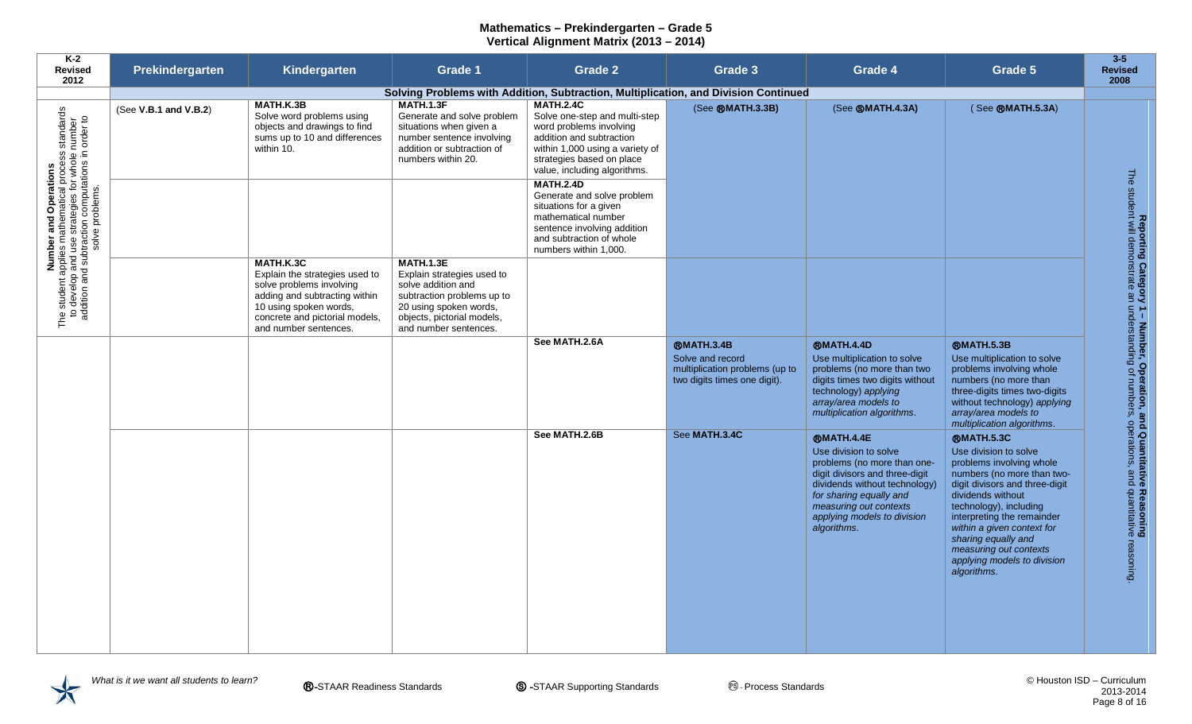# Mathematics – Prekindergarten – Grade 5
## Vertical Alignment Matrix (2013 – 2014)

| K-2 Revised 2012 | Prekindergarten | Kindergarten | Grade 1 | Grade 2 | Grade 3 | Grade 4 | Grade 5 | 3-5 Revised 2008 |
|---|---|---|---|---|---|---|---|---|
| | **Solving Problems with Addition, Subtraction, Multiplication, and Division Continued** | | | | | | | |
| **Number and Operations** The student applies mathematical process standards to develop and use strategies for whole number addition and subtraction computations in order to solve problems. | (See **V.B.1 and V.B.2**) | **MATH.K.3B** Solve word problems using objects and drawings to find sums up to 10 and differences within 10. | **MATH.1.3F** Generate and solve problem situations when given a number sentence involving addition or subtraction of numbers within 20. | **MATH.2.4C** Solve one-step and multi-step word problems involving addition and subtraction within 1,000 using a variety of strategies based on place value, including algorithms. | (See ®MATH.3.3B) | (See ⓈMATH.4.3A) | ( See ®MATH.5.3A) | **Reporting Category 1 – Number, Operation, and Quantitative Reasoning** The student will demonstrate an understanding of numbers, operations, and quantitative reasoning. |
| | | | | **MATH.2.4D** Generate and solve problem situations for a given mathematical number sentence involving addition and subtraction of whole numbers within 1,000. | | | | |
| | | **MATH.K.3C** Explain the strategies used to solve problems involving adding and subtracting within 10 using spoken words, concrete and pictorial models, and number sentences. | **MATH.1.3E** Explain strategies used to solve addition and subtraction problems up to 20 using spoken words, objects, pictorial models, and number sentences. | | | | | |
| | | | | **See MATH.2.6A** | **®MATH.3.4B** Solve and record multiplication problems (up to two digits times one digit). | **®MATH.4.4D** Use multiplication to solve problems (no more than two digits times two digits without technology) *applying array/area models to multiplication algorithms.* | **®MATH.5.3B** Use multiplication to solve problems involving whole numbers (no more than three-digits times two-digits without technology) *applying array/area models to multiplication algorithms.* | |
| | | | | **See MATH.2.6B** | See **MATH.3.4C** | **®MATH.4.4E** Use division to solve problems (no more than one-digit divisors and three-digit dividends without technology) *for sharing equally and measuring out contexts applying models to division algorithms.* | **®MATH.5.3C** Use division to solve problems involving whole numbers (no more than two-digit divisors and three-digit dividends without technology), including interpreting the remainder *within a given context for sharing equally and measuring out contexts applying models to division algorithms.* | |

*What is it we want all students to learn?*

®-STAAR Readiness Standards Ⓢ-STAAR Supporting Standards PS - Process Standards

© Houston ISD – Curriculum 2013-2014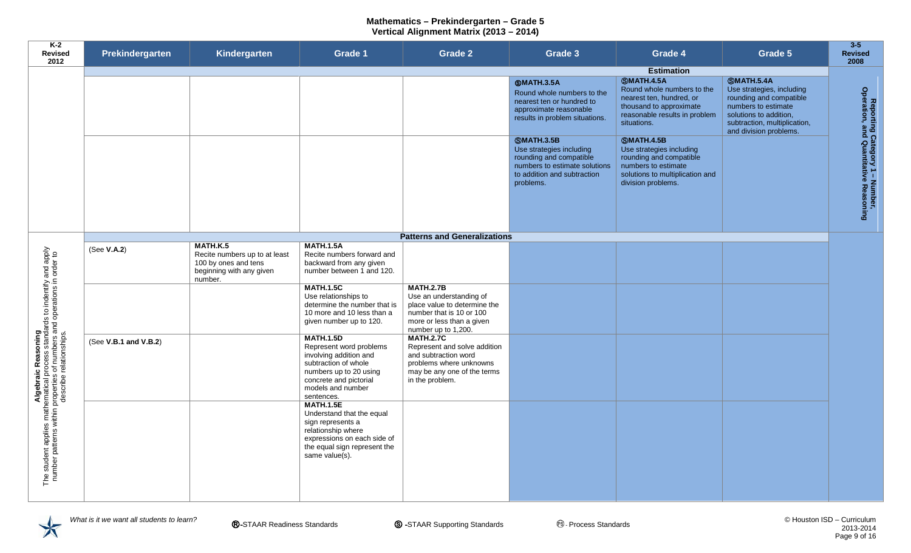# Mathematics – Prekindergarten – Grade 5
## Vertical Alignment Matrix (2013 – 2014)

| K-2 Revised 2012 | Prekindergarten | Kindergarten | Grade 1 | Grade 2 | Grade 3 | Grade 4 | Grade 5 | 3-5 Revised 2008 |
|---|---|---|---|---|---|---|---|---|
| | **Estimation** | | | | | | | |
| | | | | | ⓈMATH.3.5A Round whole numbers to the nearest ten or hundred to approximate reasonable results in problem situations. | ⓈMATH.4.5A Round whole numbers to the nearest ten, hundred, or thousand to approximate reasonable results in problem situations. | ⓈMATH.5.4A Use strategies, including rounding and compatible numbers to estimate solutions to addition, subtraction, multiplication, and division problems. | **Reporting Category 1 – Number, Operation, and Quantitative Reasoning** |
| | | | | | ⓈMATH.3.5B Use strategies including rounding and compatible numbers to estimate solutions to addition and subtraction problems. | ⓈMATH.4.5B Use strategies including rounding and compatible numbers to estimate solutions to multiplication and division problems. | | |
| **Algebraic Reasoning** The student applies mathematical process standards to indentify and apply number patterns within properties of numbers and operations in order to describe relationships. | **Patterns and Generalizations** | | | | | | | |
| | (See **V.A.2**) | **MATH.K.5** Recite numbers up to at least 100 by ones and tens beginning with any given number. | **MATH.1.5A** Recite numbers forward and backward from any given number between 1 and 120. | | | | | |
| | | | **MATH.1.5C** Use relationships to determine the number that is 10 more and 10 less than a given number up to 120. | **MATH.2.7B** Use an understanding of place value to determine the number that is 10 or 100 more or less than a given number up to 1,200. | | | | |
| | (See **V.B.1 and V.B.2**) | | **MATH.1.5D** Represent word problems involving addition and subtraction of whole numbers up to 20 using concrete and pictorial models and number sentences. | **MATH.2.7C** Represent and solve addition and subtraction word problems where unknowns may be any one of the terms in the problem. | | | | |
| | | | **MATH.1.5E** Understand that the equal sign represents a relationship where expressions on each side of the equal sign represent the same value(s). | | | | | |

*What is it we want all students to learn?*

Ⓡ-STAAR Readiness Standards Ⓢ -STAAR Supporting Standards Ⓟ - Process Standards

© Houston ISD – Curriculum 2013-2014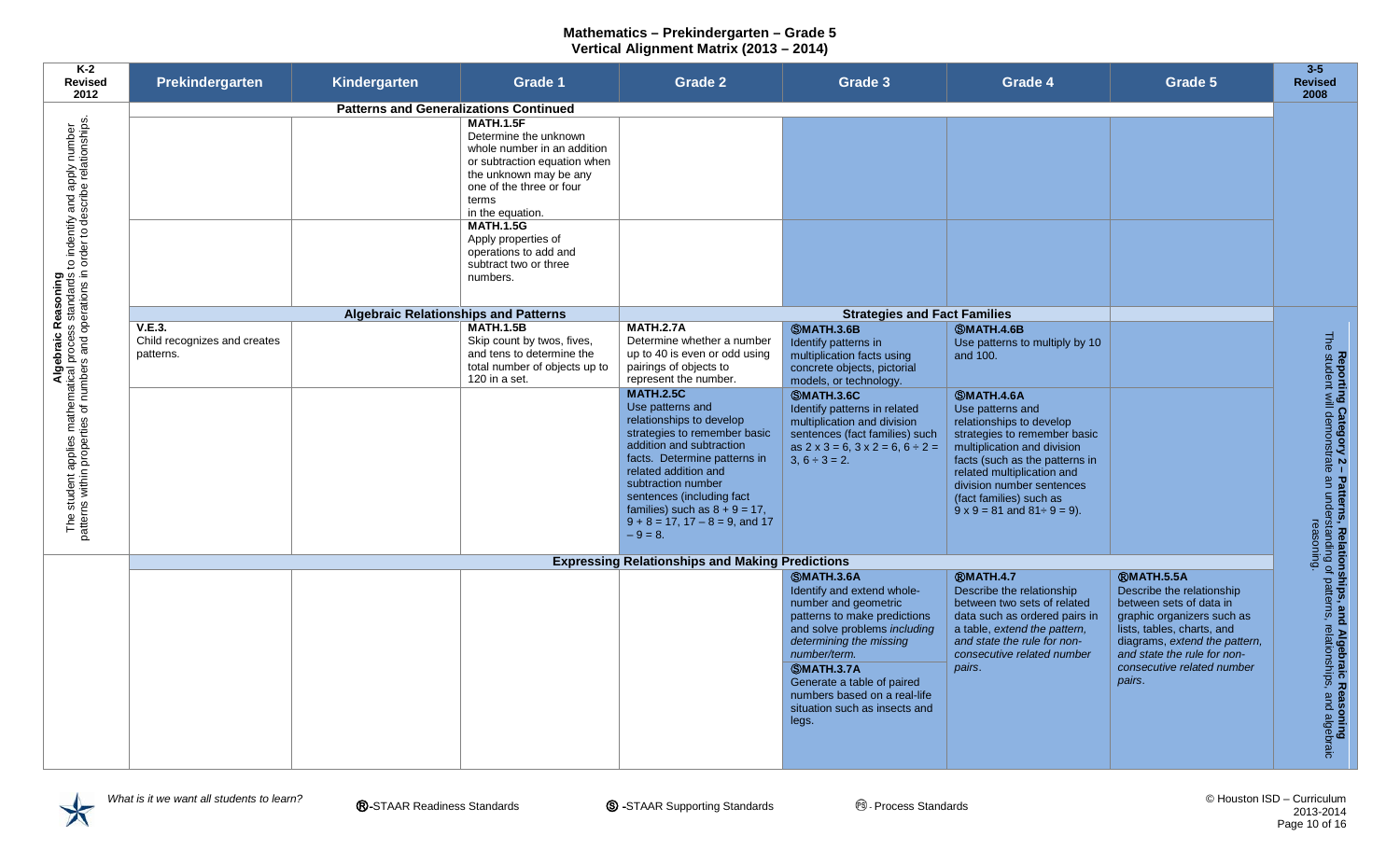# Mathematics – Prekindergarten – Grade 5
## Vertical Alignment Matrix (2013 – 2014)

| K-2 Revised 2012 | Prekindergarten | Kindergarten | Grade 1 | Grade 2 | Grade 3 | Grade 4 | Grade 5 | 3-5 Revised 2008 |
|---|---|---|---|---|---|---|---|---|
| **Algebraic Reasoning** The student applies mathematical process standards to indentify and apply number patterns within properties of numbers and operations in order to describe relationships. | **Patterns and Generalizations Continued** | | | | | | | |
| | | | **MATH.1.5F** Determine the unknown whole number in an addition or subtraction equation when the unknown may be any one of the three or four terms in the equation. | | | | | |
| | | | **MATH.1.5G** Apply properties of operations to add and subtract two or three numbers. | | | | | |
| | **Algebraic Relationships and Patterns** | | | **Strategies and Fact Families** | | | | **Reporting Category 2 – Patterns, Relationships, and Algebraic Reasoning** The student will demonstrate an understanding of patterns, relationships, and algebraic reasoning. |
| | **V.E.3.** Child recognizes and creates patterns. | | **MATH.1.5B** Skip count by twos, fives, and tens to determine the total number of objects up to 120 in a set. | **MATH.2.7A** Determine whether a number up to 40 is even or odd using pairings of objects to represent the number. | **ⓈMATH.3.6B** Identify patterns in multiplication facts using concrete objects, pictorial models, or technology. | **ⓈMATH.4.6B** Use patterns to multiply by 10 and 100. | | |
| | | | | **MATH.2.5C** Use patterns and relationships to develop strategies to remember basic addition and subtraction facts. Determine patterns in related addition and subtraction number sentences (including fact families) such as $8 + 9 = 17$, $9 + 8 = 17$, $17 - 8 = 9$, and $17 - 9 = 8$. | **ⓈMATH.3.6C** Identify patterns in related multiplication and division sentences (fact families) such as $2 \times 3 = 6$, $3 \times 2 = 6$, $6 \div 2 = 3$, $6 \div 3 = 2$. | **ⓈMATH.4.6A** Use patterns and relationships to develop strategies to remember basic multiplication and division facts (such as the patterns in related multiplication and division number sentences (fact families) such as $9 \times 9 = 81$ and $81 \div 9 = 9$). | | |
| | **Expressing Relationships and Making Predictions** | | | | | | | |
| | | | | | **ⓈMATH.3.6A** Identify and extend whole-number and geometric patterns to make predictions and solve problems *including determining the missing number/term.* **ⓈMATH.3.7A** Generate a table of paired numbers based on a real-life situation such as insects and legs. | **ⓇMATH.4.7** Describe the relationship between two sets of related data such as ordered pairs in a table, *extend the pattern, and state the rule for non-consecutive related number pairs.* | **ⓇMATH.5.5A** Describe the relationship between two sets of data in graphic organizers such as lists, tables, charts, and diagrams, *extend the pattern, and state the rule for non-consecutive related number pairs*. | |

*What is it we want all students to learn?* Ⓡ-STAAR Readiness Standards Ⓢ -STAAR Supporting Standards Ⓟ - Process Standards

© Houston ISD – Curriculum 2013-2014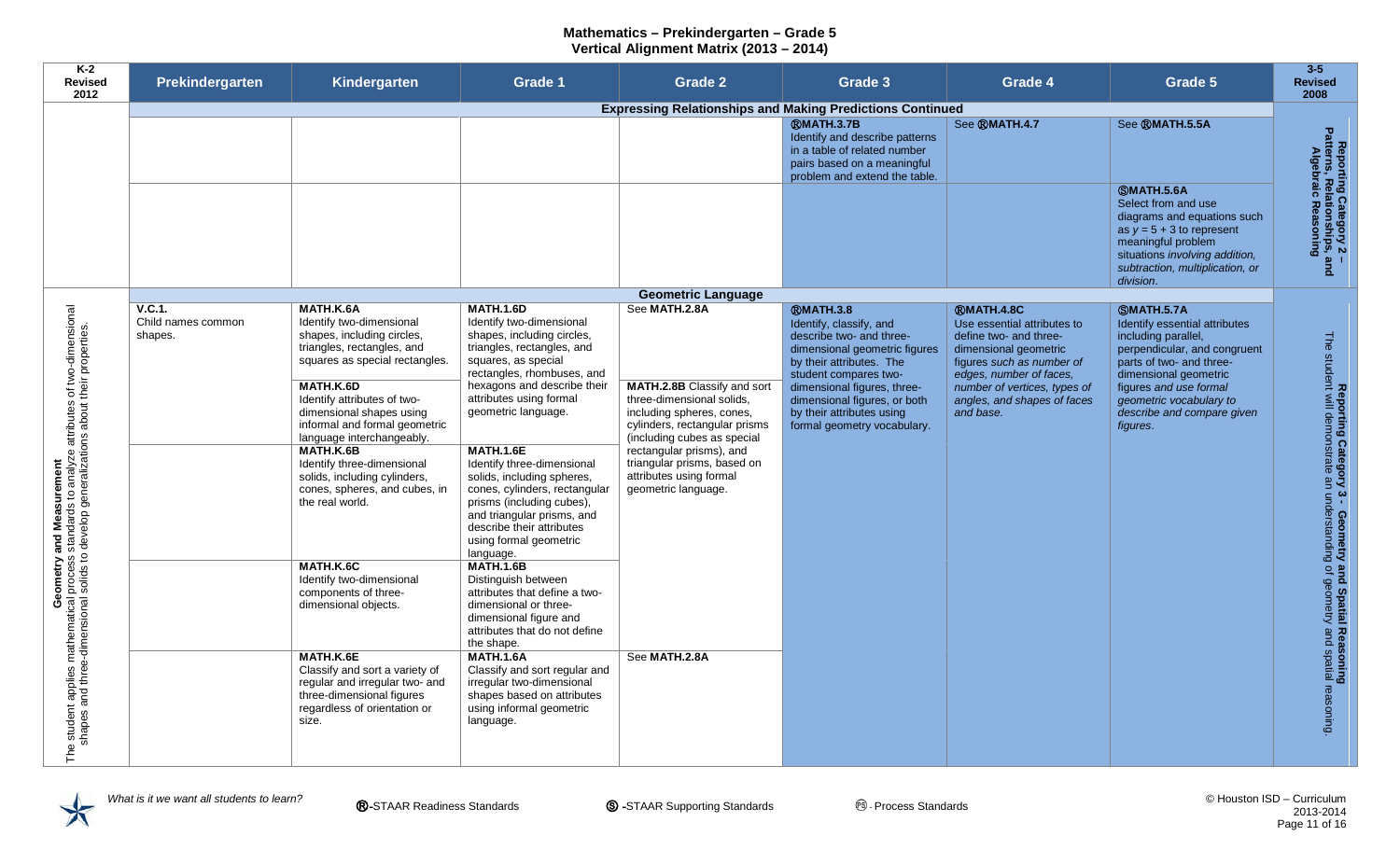# Mathematics – Prekindergarten – Grade 5
## Vertical Alignment Matrix (2013 – 2014)

| K-2 Revised 2012 | Prekindergarten | Kindergarten | Grade 1 | Grade 2 | Grade 3 | Grade 4 | Grade 5 | 3-5 Revised 2008 |
|---|---|---|---|---|---|---|---|---|
| | **Expressing Relationships and Making Predictions Continued** | | | | | | | |
| | | | | | **®MATH.3.7B** Identify and describe patterns in a table of related number pairs based on a meaningful problem and extend the table. | See **®MATH.4.7** | See **®MATH.5.5A** | **Reporting Category 2 – Patterns, Relationships, and Algebraic Reasoning** |
| | | | | | | | **ⓈMATH.5.6A** Select from and use diagrams and equations such as $y = 5 + 3$ to represent meaningful problem situations *involving addition, subtraction, multiplication, or division*. | |
| | **Geometric Language** | | | | | | | |
| **Geometry and Measurement** The student applies mathematical process standards to analyze attributes of two-dimensional shapes and three-dimensional solids to develop generalizations about their properties. | **V.C.1.** Child names common shapes. | **MATH.K.6A** Identify two-dimensional shapes, including circles, triangles, rectangles, and squares as special rectangles. | **MATH.1.6D** Identify two-dimensional shapes, including circles, triangles, rectangles, and squares, as special rectangles, rhombuses, and hexagons and describe their attributes using formal geometric language. | See **MATH.2.8A** | **®MATH.3.8** Identify, classify, and describe two- and three-dimensional geometric figures by their attributes. The student compares two-dimensional figures, three-dimensional figures, or both by their attributes using formal geometry vocabulary. | **®MATH.4.8C** Use essential attributes to define two- and three-dimensional geometric figures *such as number of edges, number of faces, number of vertices, types of angles, and shapes of faces and base.* | **ⓈMATH.5.7A** Identify essential attributes including parallel, perpendicular, and congruent parts of two- and three-dimensional geometric figures *and use formal geometric vocabulary to describe and compare given figures*. | **Reporting Category 3 - Geometry and Spatial Reasoning** The student will demonstrate an understanding of geometry and spatial reasoning. |
| | | **MATH.K.6D** Identify attributes of two-dimensional shapes using informal and formal geometric language interchangeably. | | **MATH.2.8B** Classify and sort three-dimensional solids, including spheres, cones, cylinders, rectangular prisms (including cubes as special rectangular prisms), and triangular prisms, based on attributes using formal geometric language. | | | | |
| | | **MATH.K.6B** Identify three-dimensional solids, including cylinders, cones, spheres, and cubes, in the real world. | **MATH.1.6E** Identify three-dimensional solids, including spheres, cones, cylinders, rectangular prisms (including cubes), and triangular prisms, and describe their attributes using formal geometric language. | | | | | |
| | | **MATH.K.6C** Identify two-dimensional components of three-dimensional objects. | **MATH.1.6B** Distinguish between attributes that define a two-dimensional or three-dimensional figure and attributes that do not define the shape. | | | | | |
| | | **MATH.K.6E** Classify and sort a variety of regular and irregular two- and three-dimensional figures regardless of orientation or size. | **MATH.1.6A** Classify and sort regular and irregular two-dimensional shapes based on attributes using informal geometric language. | See **MATH.2.8A** | | | | |

*What is it we want all students to learn?*

®-STAAR Readiness Standards　Ⓢ -STAAR Supporting Standards　Ⓟⓢ - Process Standards

© Houston ISD – Curriculum 2013-2014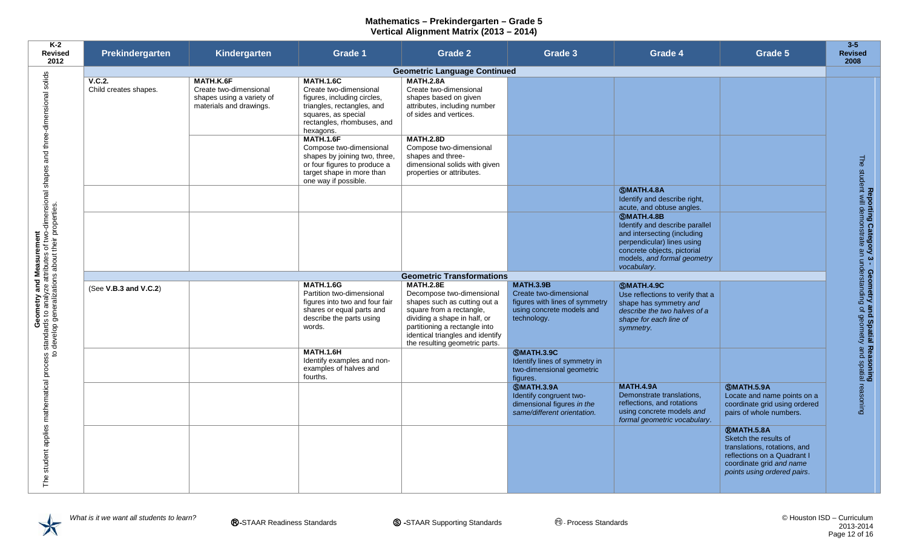# Mathematics – Prekindergarten – Grade 5
## Vertical Alignment Matrix (2013 – 2014)

| K-2 Revised 2012 | Prekindergarten | Kindergarten | Grade 1 | Grade 2 | Grade 3 | Grade 4 | Grade 5 | 3-5 Revised 2008 |
|---|---|---|---|---|---|---|---|---|
| **Geometry and Measurement** The student applies mathematical process standards to analyze attributes of two-dimensional shapes and three-dimensional solids to develop generalizations about their properties. | **Geometric Language Continued** | | | | | | | **Reporting Category 3 - Geometry and Spatial Reasoning** The student will demonstrate an understanding of geometry and spatial reasoning |
| | **V.C.2.** Child creates shapes. | **MATH.K.6F** Create two-dimensional shapes using a variety of materials and drawings. | **MATH.1.6C** Create two-dimensional figures, including circles, triangles, rectangles, and squares, as special rectangles, rhombuses, and hexagons. | **MATH.2.8A** Create two-dimensional shapes based on given attributes, including number of sides and vertices. | | | | |
| | | | **MATH.1.6F** Compose two-dimensional shapes by joining two, three, or four figures to produce a target shape in more than one way if possible. | **MATH.2.8D** Compose two-dimensional shapes and three-dimensional solids with given properties or attributes. | | | | |
| | | | | | | Ⓢ**MATH.4.8A** Identify and describe right, acute, and obtuse angles. | | |
| | | | | | | Ⓢ**MATH.4.8B** Identify and describe parallel and intersecting (including perpendicular) lines using concrete objects, pictorial models, *and formal geometry vocabulary*. | | |
| | **Geometric Transformations** | | | | | | | |
| | (See **V.B.3 and V.C.2**) | | **MATH.1.6G** Partition two-dimensional figures into two and four fair shares or equal parts and describe the parts using words. | **MATH.2.8E** Decompose two-dimensional shapes such as cutting out a square from a rectangle, dividing a shape in half, or partitioning a rectangle into identical triangles and identify the resulting geometric parts. | **MATH.3.9B** Create two-dimensional figures with lines of symmetry using concrete models and technology. | Ⓢ**MATH.4.9C** Use reflections to verify that a shape has symmetry *and describe the two halves of a shape for each line of symmetry.* | | |
| | | | **MATH.1.6H** Identify examples and non-examples of halves and fourths. | | Ⓢ**MATH.3.9C** Identify lines of symmetry in two-dimensional geometric figures. | | | |
| | | | | | Ⓢ**MATH.3.9A** Identify congruent two-dimensional figures *in the same/different orientation.* | **MATH.4.9A** Demonstrate translations, reflections, and rotations using concrete models *and formal geometric vocabulary*. | Ⓢ**MATH.5.9A** Locate and name points on a coordinate grid using ordered pairs of whole numbers. | |
| | | | | | | | Ⓡ**MATH.5.8A** Sketch the results of translations, rotations, and reflections on a Quadrant I coordinate grid *and name points using ordered pairs.* | |

*What is it we want all students to learn?*

Ⓡ-STAAR Readiness Standards Ⓢ -STAAR Supporting Standards Ⓟⓢ - Process Standards

© Houston ISD – Curriculum 2013-2014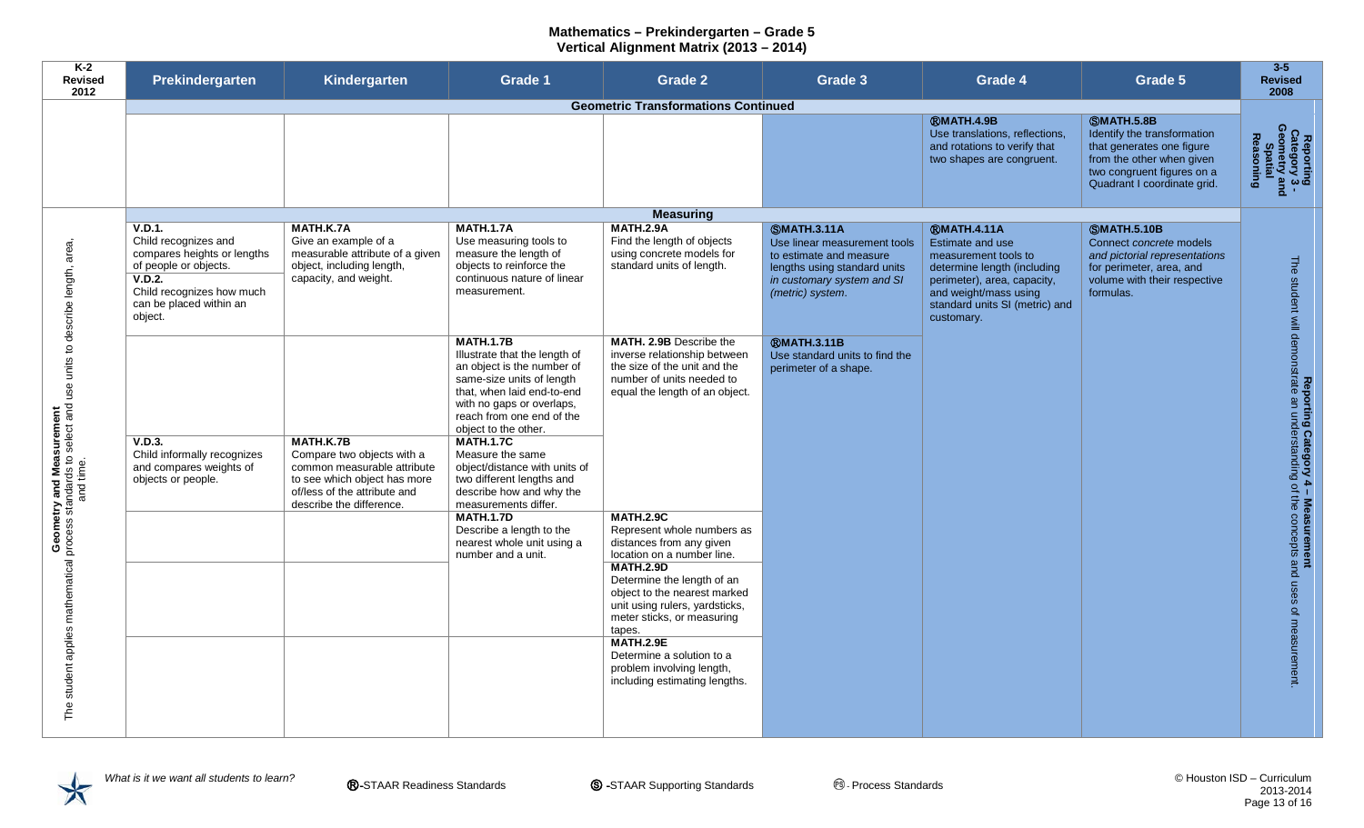# Mathematics – Prekindergarten – Grade 5
## Vertical Alignment Matrix (2013 – 2014)

| K-2 Revised 2012 | Prekindergarten | Kindergarten | Grade 1 | Grade 2 | Grade 3 | Grade 4 | Grade 5 | 3-5 Revised 2008 |
|---|---|---|---|---|---|---|---|---|
| | **Geometric Transformations Continued** | | | | | | | |
| | | | | | | Ⓡ**MATH.4.9B** Use translations, reflections, and rotations to verify that two shapes are congruent. | Ⓢ**MATH.5.8B** Identify the transformation that generates one figure from the other when given two congruent figures on a Quadrant I coordinate grid. | **Reporting Category 3 - Geometry and Spatial Reasoning** |
| | **Measuring** | | | | | | | |
| **Geometry and Measurement** The student applies mathematical process standards to select and use units to describe length, area, and time. | **V.D.1.** Child recognizes and compares heights or lengths of people or objects. **V.D.2.** Child recognizes how much can be placed within an object. | **MATH.K.7A** Give an example of a measurable attribute of a given object, including length, capacity, and weight. | **MATH.1.7A** Use measuring tools to measure the length of objects to reinforce the continuous nature of linear measurement. | **MATH.2.9A** Find the length of objects using concrete models for standard units of length. | Ⓢ**MATH.3.11A** Use linear measurement tools to estimate and measure lengths using standard units *in customary system and SI (metric) system*. | Ⓡ**MATH.4.11A** Estimate and use measurement tools to determine length (including perimeter), area, capacity, and weight/mass using standard units SI (metric) and customary. | Ⓢ**MATH.5.10B** Connect *concrete* models *and pictorial representations* for perimeter, area, and volume with their respective formulas. | **Reporting Category 4 – Measurement** The student will demonstrate an understanding of the concepts and uses of measurement. |
| | | | **MATH.1.7B** Illustrate that the length of an object is the number of same-size units of length that, when laid end-to-end with no gaps or overlaps, reach from one end of the object to the other. | **MATH. 2.9B** Describe the inverse relationship between the size of the unit and the number of units needed to equal the length of an object. | Ⓡ**MATH.3.11B** Use standard units to find the perimeter of a shape. | | | |
| | **V.D.3.** Child informally recognizes and compares weights of objects or people. | **MATH.K.7B** Compare two objects with a common measurable attribute to see which object has more of/less of the attribute and describe the difference. | **MATH.1.7C** Measure the same object/distance with units of two different lengths and describe how and why the measurements differ. | | | | | |
| | | | **MATH.1.7D** Describe a length to the nearest whole unit using a number and a unit. | **MATH.2.9C** Represent whole numbers as distances from any given location on a number line. | | | | |
| | | | | **MATH.2.9D** Determine the length of an object to the nearest marked unit using rulers, yardsticks, meter sticks, or measuring tapes. | | | | |
| | | | | **MATH.2.9E** Determine a solution to a problem involving length, including estimating lengths. | | | | |

*What is it we want all students to learn?* Ⓡ-STAAR Readiness Standards Ⓢ-STAAR Supporting Standards Ⓟ-Process Standards

© Houston ISD – Curriculum 2013-2014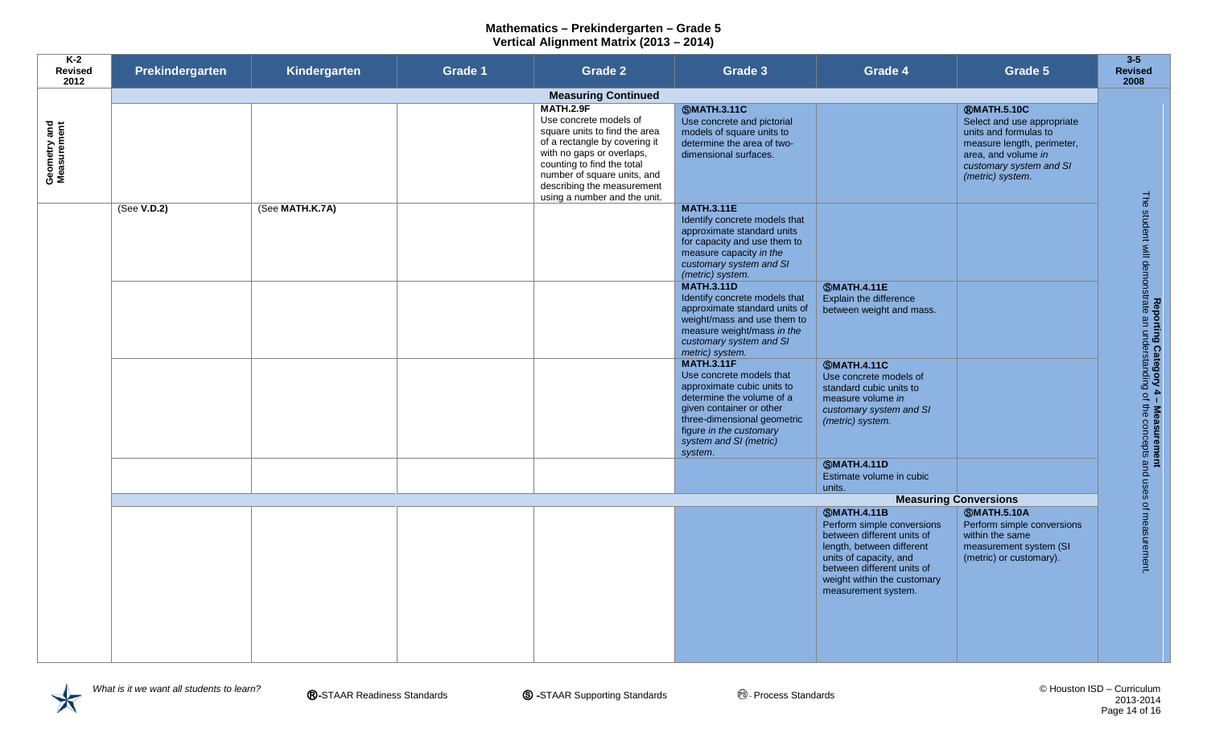# Mathematics – Prekindergarten – Grade 5
## Vertical Alignment Matrix (2013 – 2014)

| K-2 Revised 2012 | Prekindergarten | Kindergarten | Grade 1 | Grade 2 | Grade 3 | Grade 4 | Grade 5 | 3-5 Revised 2008 |
|---|---|---|---|---|---|---|---|---|
| | **Measuring Continued** | | | | | | | |
| Geometry and Measurement | | | | **MATH.2.9F** Use concrete models of square units to find the area of a rectangle by covering it with no gaps or overlaps, counting to find the total number of square units, and describing the measurement using a number and the unit. | Ⓢ**MATH.3.11C** Use concrete and pictorial models of square units to determine the area of two-dimensional surfaces. | | Ⓡ**MATH.5.10C** Select and use appropriate units and formulas to measure length, perimeter, area, and volume *in customary system and SI (metric) system.* | **Reporting Category 4 – Measurement** The student will demonstrate an understanding of the concepts and uses of measurement. |
| | (See **V.D.2**) | (See **MATH.K.7A**) | | | **MATH.3.11E** Identify concrete models that approximate standard units for capacity and use them to measure capacity *in the customary system and SI (metric) system.* | | | |
| | | | | | **MATH.3.11D** Identify concrete models that approximate standard units of weight/mass and use them to measure weight/mass *in the customary system and SI (metric) system.* | Ⓢ**MATH.4.11E** Explain the difference between weight and mass. | | |
| | | | | | **MATH.3.11F** Use concrete models that approximate cubic units to determine the volume of a given container or other three-dimensional geometric figure *in the customary system and SI (metric) system.* | Ⓢ**MATH.4.11C** Use concrete models of standard cubic units to measure volume *in customary system and SI (metric) system.* | | |
| | | | | | | Ⓢ**MATH.4.11D** Estimate volume in cubic units. | | |
| | **Measuring Conversions** | | | | | | | |
| | | | | | | Ⓢ**MATH.4.11B** Perform simple conversions between different units of length, between different units of capacity, and between different units of weight within the customary measurement system. | Ⓢ**MATH.5.10A** Perform simple conversions within the same measurement system (SI (metric) or customary). | |

*What is it we want all students to learn?*

Ⓡ-STAAR Readiness Standards Ⓢ -STAAR Supporting Standards Ⓟⓢ - Process Standards

© Houston ISD – Curriculum 2013-2014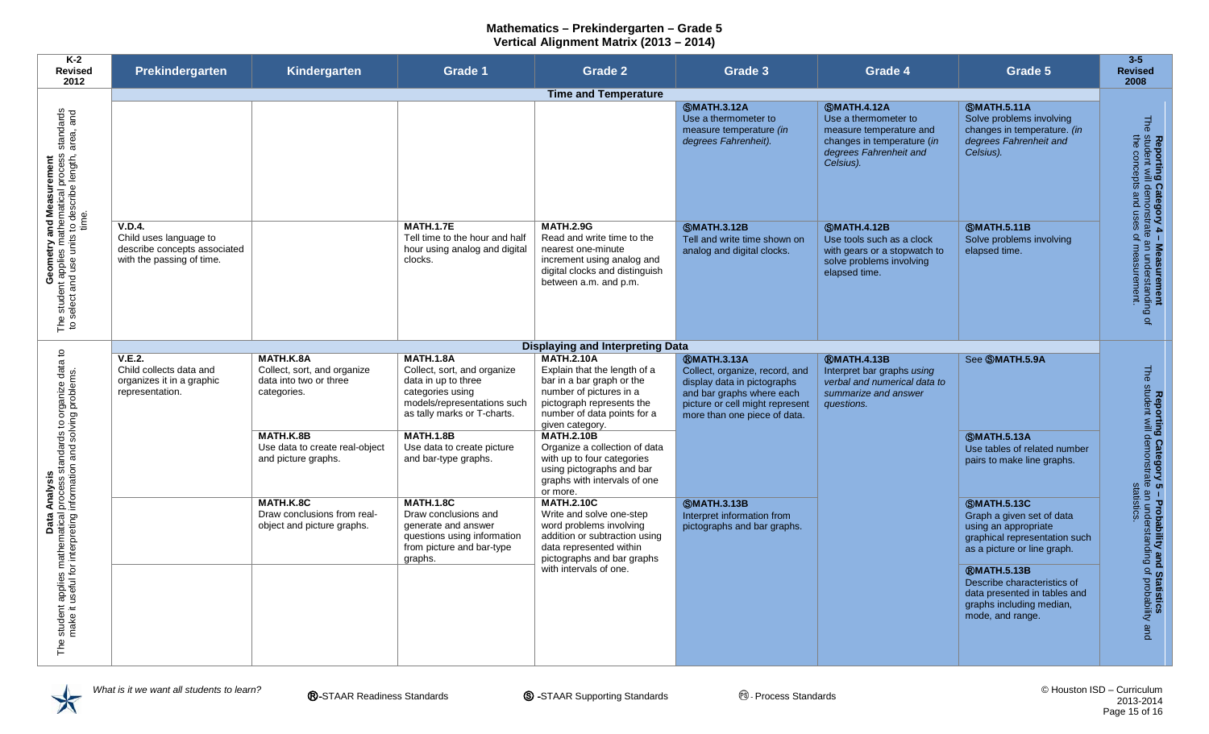# Mathematics – Prekindergarten – Grade 5
## Vertical Alignment Matrix (2013 – 2014)

| K-2 Revised 2012 | Prekindergarten | Kindergarten | Grade 1 | Grade 2 | Grade 3 | Grade 4 | Grade 5 | 3-5 Revised 2008 |
|---|---|---|---|---|---|---|---|---|
| | **Time and Temperature** | | | | | | | |
| **Geometry and Measurement** The student applies mathematical process standards to select and use units to describe length, area, and time. | | | | | **ⓈMATH.3.12A** Use a thermometer to measure temperature *(in degrees Fahrenheit).* | **ⓈMATH.4.12A** Use a thermometer to measure temperature and changes in temperature (*in degrees Fahrenheit and Celsius).* | **ⓈMATH.5.11A** Solve problems involving changes in temperature. *(in degrees Fahrenheit and Celsius).* | **Reporting Category 4 – Measurement** The student will demonstrate an understanding of the concepts and uses of measurement. |
| | **V.D.4.** Child uses language to describe concepts associated with the passing of time. | | **MATH.1.7E** Tell time to the hour and half hour using analog and digital clocks. | **MATH.2.9G** Read and write time to the nearest one-minute increment using analog and digital clocks and distinguish between a.m. and p.m. | **ⓈMATH.3.12B** Tell and write time shown on analog and digital clocks. | **ⓈMATH.4.12B** Use tools such as a clock with gears or a stopwatch to solve problems involving elapsed time. | **ⓈMATH.5.11B** Solve problems involving elapsed time. | |
| | **Displaying and Interpreting Data** | | | | | | | |
| **Data Analysis** The student applies mathematical process standards to organize data to make it useful for interpreting information and solving problems. | **V.E.2.** Child collects data and organizes it in a graphic representation. | **MATH.K.8A** Collect, sort, and organize data into two or three categories. | **MATH.1.8A** Collect, sort, and organize data in up to three categories using models/representations such as tally marks or T-charts. | **MATH.2.10A** Explain that the length of a bar in a bar graph or the number of pictures in a pictograph represents the number of data points for a given category. | **ⓇMATH.3.13A** Collect, organize, record, and display data in pictographs and bar graphs where each picture or cell might represent more than one piece of data. | **ⓇMATH.4.13B** Interpret bar graphs *using verbal and numerical data to summarize and answer questions.* | See **ⓈMATH.5.9A** | **Reporting Category 5 – Probability and Statistics** The student will demonstrate an understanding of probability and statistics. |
| | | **MATH.K.8B** Use data to create real-object and picture graphs. | **MATH.1.8B** Use data to create picture and bar-type graphs. | **MATH.2.10B** Organize a collection of data with up to four categories using pictographs and bar graphs with intervals of one or more. | | | **ⓈMATH.5.13A** Use tables of related number pairs to make line graphs. | |
| | | **MATH.K.8C** Draw conclusions from real-object and picture graphs. | **MATH.1.8C** Draw conclusions and generate and answer questions using information from picture and bar-type graphs. | **MATH.2.10C** Write and solve one-step word problems involving addition or subtraction using data represented within pictographs and bar graphs with intervals of one. | **ⓈMATH.3.13B** Interpret information from pictographs and bar graphs. | | **ⓈMATH.5.13C** Graph a given set of data using an appropriate graphical representation such as a picture or line graph. | |
| | | | | | | | **ⓇMATH.5.13B** Describe characteristics of data presented in tables and graphs including median, mode, and range. | |

*What is it we want all students to learn?* Ⓡ-STAAR Readiness Standards Ⓢ -STAAR Supporting Standards Ⓟⓢ - Process Standards

© Houston ISD – Curriculum 2013-2014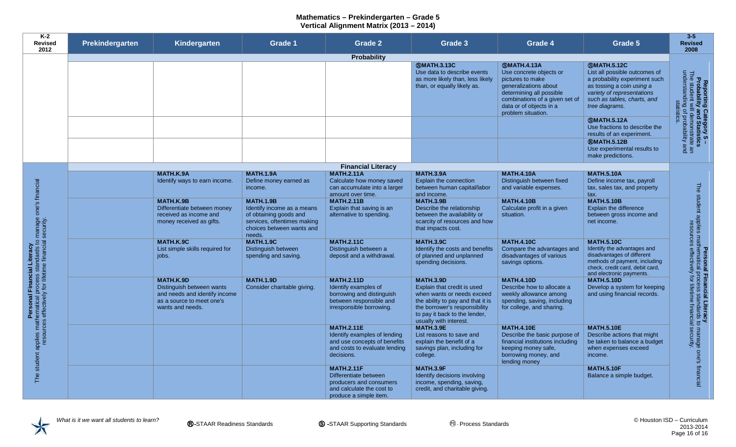# Mathematics – Prekindergarten – Grade 5
## Vertical Alignment Matrix (2013 – 2014)

| K-2 Revised 2012 | Prekindergarten | Kindergarten | Grade 1 | Grade 2 | Grade 3 | Grade 4 | Grade 5 | 3-5 Revised 2008 |
|---|---|---|---|---|---|---|---|---|
| | **Probability** | | | | | | | |
| | | | | | ⓈMATH.3.13C Use data to describe events as more likely than, less likely than, or equally likely as. | ⓈMATH.4.13A Use concrete objects or pictures to make generalizations about determining all possible combinations of a given set of data or of objects in a problem situation. | ⓈMATH.5.12C List all possible outcomes of a probability experiment such as tossing a coin *using a variety of representations such as tables, charts, and tree diagrams.* | **Reporting Category 5 – Probability and Statistics** The student will demonstrate an understanding of probability and statistics. |
| | | | | | | | ⓈMATH.5.12A Use fractions to describe the results of an experiment. | |
| | | | | | | | ⓇMATH.5.12B Use experimental results to make predictions. | |
| | **Financial Literacy** | | | | | | | |
| **Personal Financial Literacy** The student applies mathematical process standards to manage one's financial resources effectively for lifetime financial security. | | MATH.K.9A Identify ways to earn income. | MATH.1.9A Define money earned as income. | MATH.2.11A Calculate how money saved can accumulate into a larger amount over time. | MATH.3.9A Explain the connection between human capital/labor and income. | MATH.4.10A Distinguish between fixed and variable expenses. | MATH.5.10A Define income tax, payroll tax, sales tax, and property tax. | **Personal Financial Literacy** The student applies mathematical process standards to manage one's financial resources effectively for lifetime financial security. |
| | | MATH.K.9B Differentiate between money received as income and money received as gifts. | MATH.1.9B Identify income as a means of obtaining goods and services, oftentimes making choices between wants and needs. | MATH.2.11B Explain that saving is an alternative to spending. | MATH.3.9B Describe the relationship between the availability or scarcity of resources and how that impacts cost. | MATH.4.10B Calculate profit in a given situation. | MATH.5.10B Explain the difference between gross income and net income. | |
| | | MATH.K.9C List simple skills required for jobs. | MATH.1.9C Distinguish between spending and saving. | MATH.2.11C Distinguish between a deposit and a withdrawal. | MATH.3.9C Identify the costs and benefits of planned and unplanned spending decisions. | MATH.4.10C Compare the advantages and disadvantages of various savings options. | MATH.5.10C Identify the advantages and disadvantages of different methods of payment, including check, credit card, debit card, and electronic payments. | |
| | | MATH.K.9D Distinguish between wants and needs and identify income as a source to meet one's wants and needs. | MATH.1.9D Consider charitable giving. | MATH.2.11D Identify examples of borrowing and distinguish between responsible and irresponsible borrowing. | MATH.3.9D Explain that credit is used when wants or needs exceed the ability to pay and that it is the borrower's responsibility to pay it back to the lender, usually with interest. | MATH.4.10D Describe how to allocate a weekly allowance among spending, saving, including for college, and sharing. | MATH.5.10D Develop a system for keeping and using financial records. | |
| | | | | MATH.2.11E Identify examples of lending and use concepts of benefits and costs to evaluate lending decisions. | MATH.3.9E List reasons to save and explain the benefit of a savings plan, including for college. | MATH.4.10E Describe the basic purpose of financial institutions including keeping money safe, borrowing money, and lending money | MATH.5.10E Describe actions that might be taken to balance a budget when expenses exceed income. | |
| | | | | MATH.2.11F Differentiate between producers and consumers and calculate the cost to produce a simple item. | MATH.3.9F Identify decisions involving income, spending, saving, credit, and charitable giving. | | MATH.5.10F Balance a simple budget. | |

*What is it we want all students to learn?*

Ⓡ-STAAR Readiness Standards &nbsp;&nbsp; Ⓢ -STAAR Supporting Standards &nbsp;&nbsp; Ⓟⓢ - Process Standards

© Houston ISD – Curriculum 2013-2014